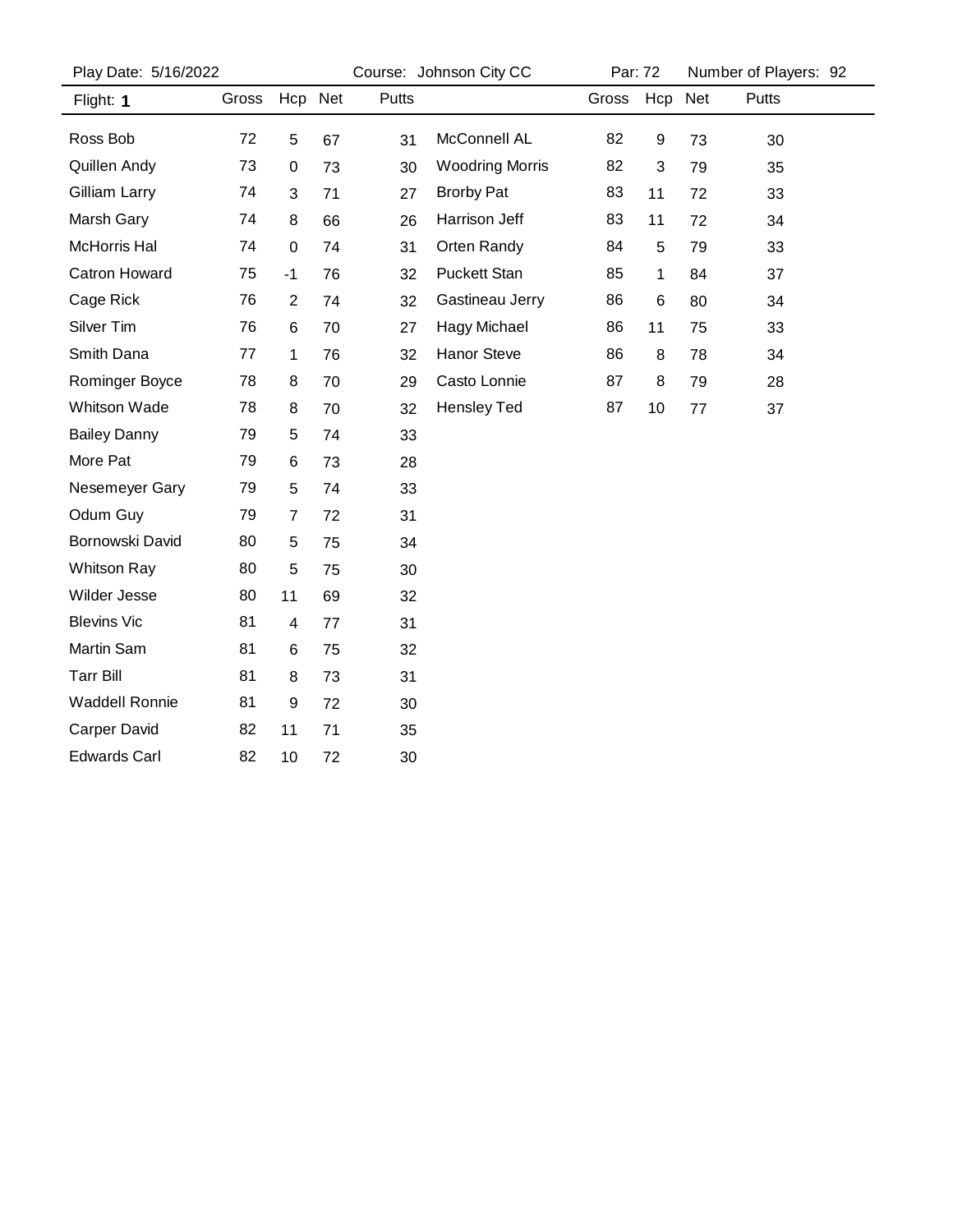Play Date: 5/16/2022 Course: Johnson City CC Par: 72 Number of Players: 92

| Flight: **1** | Gross | Hcp | Net | Putts |
|---|---|---|---|---|
| Ross Bob | 72 | 5 | 67 | 31 |
| Quillen Andy | 73 | 0 | 73 | 30 |
| Gilliam Larry | 74 | 3 | 71 | 27 |
| Marsh Gary | 74 | 8 | 66 | 26 |
| McHorris Hal | 74 | 0 | 74 | 31 |
| Catron Howard | 75 | -1 | 76 | 32 |
| Cage Rick | 76 | 2 | 74 | 32 |
| Silver Tim | 76 | 6 | 70 | 27 |
| Smith Dana | 77 | 1 | 76 | 32 |
| Rominger Boyce | 78 | 8 | 70 | 29 |
| Whitson Wade | 78 | 8 | 70 | 32 |
| Bailey Danny | 79 | 5 | 74 | 33 |
| More Pat | 79 | 6 | 73 | 28 |
| Nesemeyer Gary | 79 | 5 | 74 | 33 |
| Odum Guy | 79 | 7 | 72 | 31 |
| Bornowski David | 80 | 5 | 75 | 34 |
| Whitson Ray | 80 | 5 | 75 | 30 |
| Wilder Jesse | 80 | 11 | 69 | 32 |
| Blevins Vic | 81 | 4 | 77 | 31 |
| Martin Sam | 81 | 6 | 75 | 32 |
| Tarr Bill | 81 | 8 | 73 | 31 |
| Waddell Ronnie | 81 | 9 | 72 | 30 |
| Carper David | 82 | 11 | 71 | 35 |
| Edwards Carl | 82 | 10 | 72 | 30 |
| McConnell AL | 82 | 9 | 73 | 30 |
| Woodring Morris | 82 | 3 | 79 | 35 |
| Brorby Pat | 83 | 11 | 72 | 33 |
| Harrison Jeff | 83 | 11 | 72 | 34 |
| Orten Randy | 84 | 5 | 79 | 33 |
| Puckett Stan | 85 | 1 | 84 | 37 |
| Gastineau Jerry | 86 | 6 | 80 | 34 |
| Hagy Michael | 86 | 11 | 75 | 33 |
| Hanor Steve | 86 | 8 | 78 | 34 |
| Casto Lonnie | 87 | 8 | 79 | 28 |
| Hensley Ted | 87 | 10 | 77 | 37 |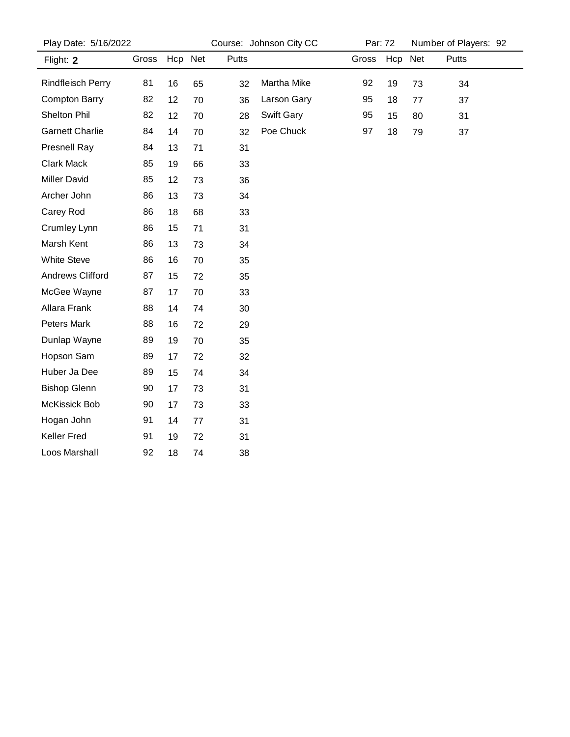Play Date: 5/16/2022 | Course: Johnson City CC | Par: 72 | Number of Players: 92

| Flight: **2** | Gross | Hcp | Net | Putts |
|---|---|---|---|---|
| Rindfleisch Perry | 81 | 16 | 65 | 32 |
| Compton Barry | 82 | 12 | 70 | 36 |
| Shelton Phil | 82 | 12 | 70 | 28 |
| Garnett Charlie | 84 | 14 | 70 | 32 |
| Presnell Ray | 84 | 13 | 71 | 31 |
| Clark Mack | 85 | 19 | 66 | 33 |
| Miller David | 85 | 12 | 73 | 36 |
| Archer John | 86 | 13 | 73 | 34 |
| Carey Rod | 86 | 18 | 68 | 33 |
| Crumley Lynn | 86 | 15 | 71 | 31 |
| Marsh Kent | 86 | 13 | 73 | 34 |
| White Steve | 86 | 16 | 70 | 35 |
| Andrews Clifford | 87 | 15 | 72 | 35 |
| McGee Wayne | 87 | 17 | 70 | 33 |
| Allara Frank | 88 | 14 | 74 | 30 |
| Peters Mark | 88 | 16 | 72 | 29 |
| Dunlap Wayne | 89 | 19 | 70 | 35 |
| Hopson Sam | 89 | 17 | 72 | 32 |
| Huber Ja Dee | 89 | 15 | 74 | 34 |
| Bishop Glenn | 90 | 17 | 73 | 31 |
| McKissick Bob | 90 | 17 | 73 | 33 |
| Hogan John | 91 | 14 | 77 | 31 |
| Keller Fred | 91 | 19 | 72 | 31 |
| Loos Marshall | 92 | 18 | 74 | 38 |
| Martha Mike | 92 | 19 | 73 | 34 |
| Larson Gary | 95 | 18 | 77 | 37 |
| Swift Gary | 95 | 15 | 80 | 31 |
| Poe Chuck | 97 | 18 | 79 | 37 |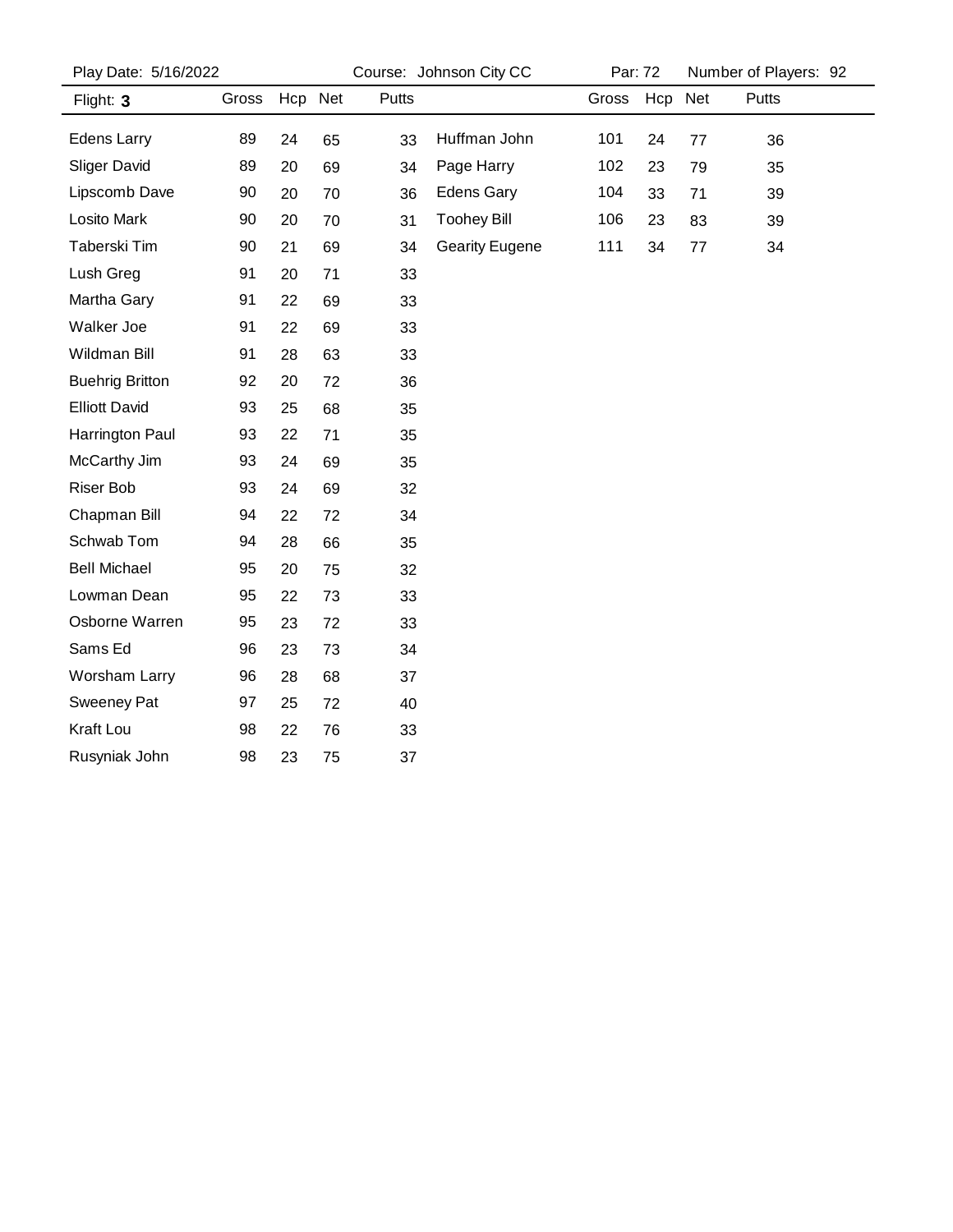Play Date: 5/16/2022 Course: Johnson City CC Par: 72 Number of Players: 92

Flight: **3**

| Name | Gross | Hcp | Net | Putts |
|---|---|---|---|---|
| Edens Larry | 89 | 24 | 65 | 33 |
| Sliger David | 89 | 20 | 69 | 34 |
| Lipscomb Dave | 90 | 20 | 70 | 36 |
| Losito Mark | 90 | 20 | 70 | 31 |
| Taberski Tim | 90 | 21 | 69 | 34 |
| Lush Greg | 91 | 20 | 71 | 33 |
| Martha Gary | 91 | 22 | 69 | 33 |
| Walker Joe | 91 | 22 | 69 | 33 |
| Wildman Bill | 91 | 28 | 63 | 33 |
| Buehrig Britton | 92 | 20 | 72 | 36 |
| Elliott David | 93 | 25 | 68 | 35 |
| Harrington Paul | 93 | 22 | 71 | 35 |
| McCarthy Jim | 93 | 24 | 69 | 35 |
| Riser Bob | 93 | 24 | 69 | 32 |
| Chapman Bill | 94 | 22 | 72 | 34 |
| Schwab Tom | 94 | 28 | 66 | 35 |
| Bell Michael | 95 | 20 | 75 | 32 |
| Lowman Dean | 95 | 22 | 73 | 33 |
| Osborne Warren | 95 | 23 | 72 | 33 |
| Sams Ed | 96 | 23 | 73 | 34 |
| Worsham Larry | 96 | 28 | 68 | 37 |
| Sweeney Pat | 97 | 25 | 72 | 40 |
| Kraft Lou | 98 | 22 | 76 | 33 |
| Rusyniak John | 98 | 23 | 75 | 37 |
| Huffman John | 101 | 24 | 77 | 36 |
| Page Harry | 102 | 23 | 79 | 35 |
| Edens Gary | 104 | 33 | 71 | 39 |
| Toohey Bill | 106 | 23 | 83 | 39 |
| Gearity Eugene | 111 | 34 | 77 | 34 |